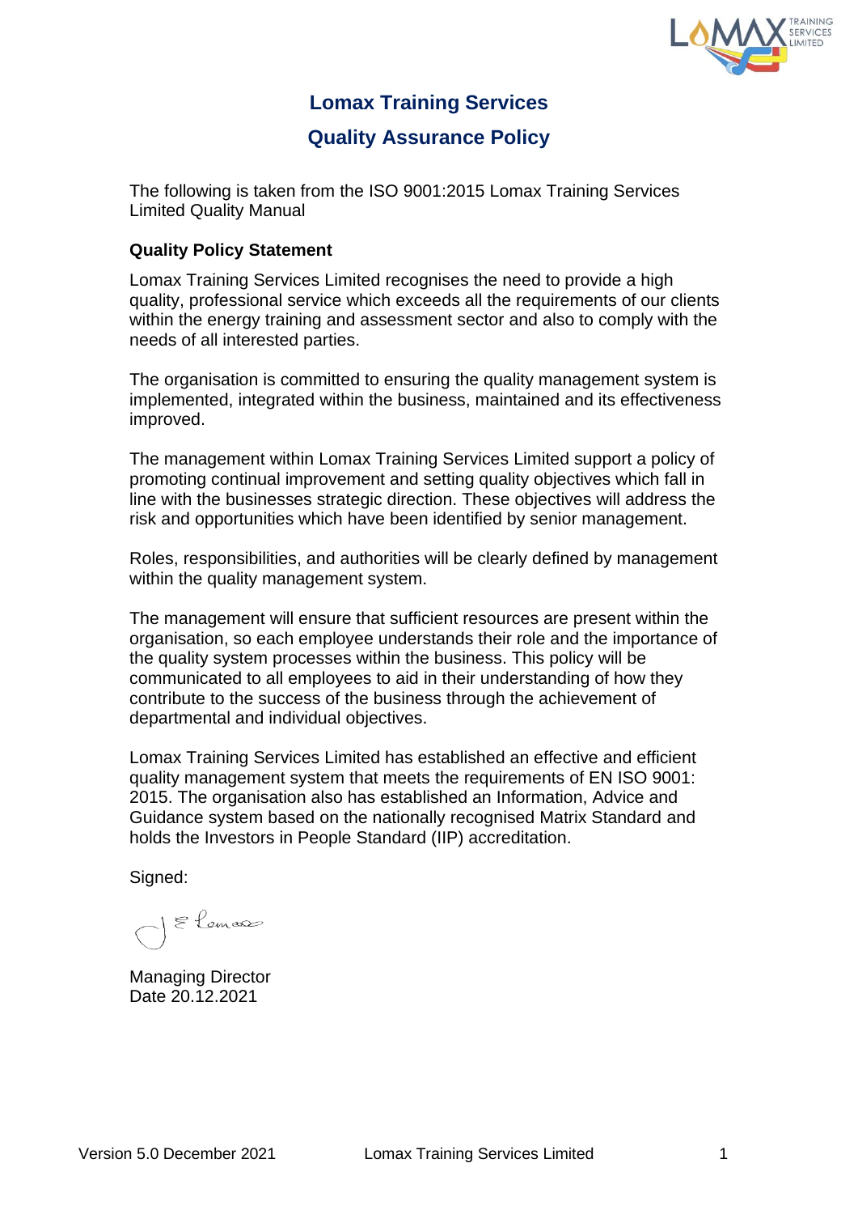# Lomax Training Services

## Quality Assurance Policy

The following is taken from the ISO 9001:2015 Lomax Training Services Limited Quality Manual

**Quality Policy Statement**

Lomax Training Services Limited recognises the need to provide a high quality, professional service which exceeds all the requirements of our clients within the energy training and assessment sector and also to comply with the needs of all interested parties.

The organisation is committed to ensuring the quality management system is implemented, integrated within the business, maintained and its effectiveness improved.

The management within Lomax Training Services Limited support a policy of promoting continual improvement and setting quality objectives which fall in line with the businesses strategic direction. These objectives will address the risk and opportunities which have been identified by senior management.

Roles, responsibilities, and authorities will be clearly defined by management within the quality management system.

The management will ensure that sufficient resources are present within the organisation, so each employee understands their role and the importance of the quality system processes within the business. This policy will be communicated to all employees to aid in their understanding of how they contribute to the success of the business through the achievement of departmental and individual objectives.

Lomax Training Services Limited has established an effective and efficient quality management system that meets the requirements of EN ISO 9001: 2015. The organisation also has established an Information, Advice and Guidance system based on the nationally recognised Matrix Standard and holds the Investors in People Standard (IIP) accreditation.

Signed:

Managing Director
Date 20.12.2021

Version 5.0 December 2021 Lomax Training Services Limited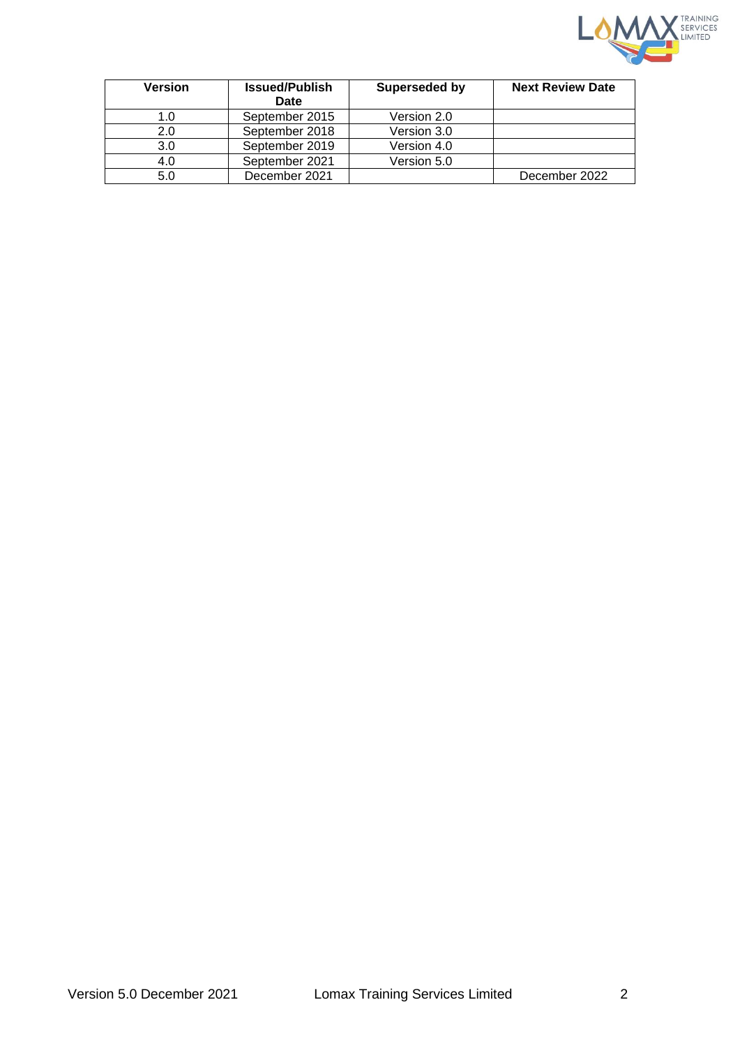| Version | Issued/Publish Date | Superseded by | Next Review Date |
|---|---|---|---|
| 1.0 | September 2015 | Version 2.0 | |
| 2.0 | September 2018 | Version 3.0 | |
| 3.0 | September 2019 | Version 4.0 | |
| 4.0 | September 2021 | Version 5.0 | |
| 5.0 | December 2021 | | December 2022 |